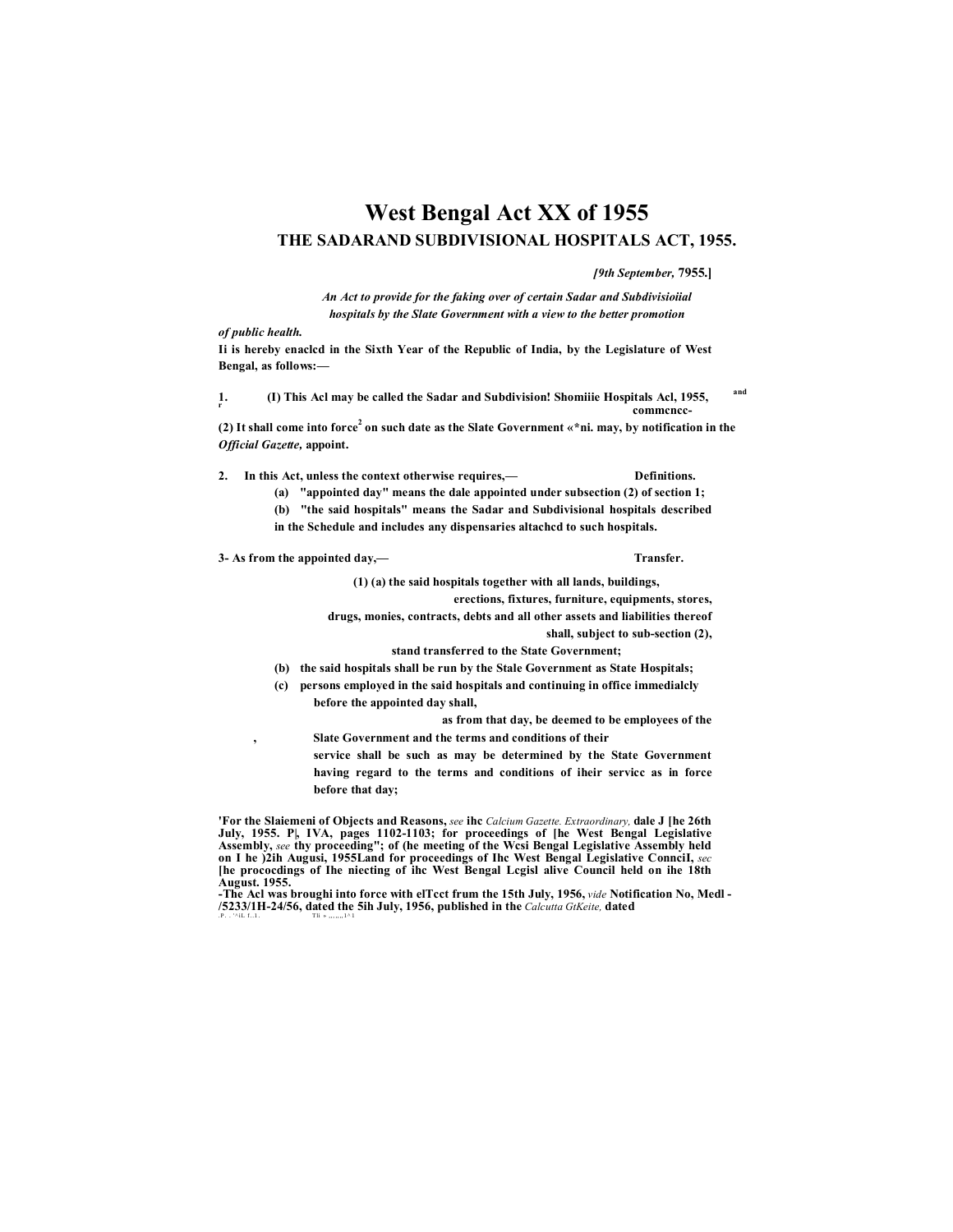# West Bengal Act XX of 1955

## THE SADARAND SUBDIVISIONAL HOSPITALS ACT, 1955.

*[9th September,* 7955.]

*An Act to provide for the faking over of certain Sadar and Subdivisioiial hospitals by the Slate Government with a view to the better promotion of public health.*

Ii is hereby enaclcd in the Sixth Year of the Republic of India, by the Legislature of West Bengal, as follows:—

1. (I) This Acl may be called the Sadar and Subdivision! Shomiiie Hospitals Acl, 1955, and commcncc-

(2) It shall come into force[2] on such date as the Slate Government «*ni. may, by notification in the *Official Gazette,* appoint.

2. In this Act, unless the context otherwise requires,— Definitions.

(a) "appointed day" means the dale appointed under subsection (2) of section 1;

(b) "the said hospitals" means the Sadar and Subdivisional hospitals described in the Schedule and includes any dispensaries altachcd to such hospitals.

3- As from the appointed day,— Transfer.

(1) (a) the said hospitals together with all lands, buildings, erections, fixtures, furniture, equipments, stores, drugs, monies, contracts, debts and all other assets and liabilities thereof shall, subject to sub-section (2), stand transferred to the State Government;

(b) the said hospitals shall be run by the Stale Government as State Hospitals;

(c) persons employed in the said hospitals and continuing in office immedialcly before the appointed day shall, as from that day, be deemed to be employees of the Slate Government and the terms and conditions of their service shall be such as may be determined by the State Government having regard to the terms and conditions of iheir servicc as in force before that day;

'For the Slaiemeni of Objects and Reasons, *see* ihc *Calcium Gazette. Extraordinary,* dale J [he 26th July, 1955. P|, IVA, pages 1102-1103; for proceedings of [he West Bengal Legislative Assembly, *see* thy proceeding"; of (he meeting of the Wcsi Bengal Legislative Assembly held on I he )2ih Augusi, 1955Land for proceedings of Ihc West Bengal Legislative ConnciI, *sec* [he prococdings of Ihe niecting of ihc West Bengal Lcgisl alive Council held on ihe 18th August. 1955.

-The Acl was broughi into force with elTcct frum the 15th July, 1956, *vide* Notification No, Medl -/5233/1H-24/56, dated the 5ih July, 1956, published in the *Calcutta GtKeite,* dated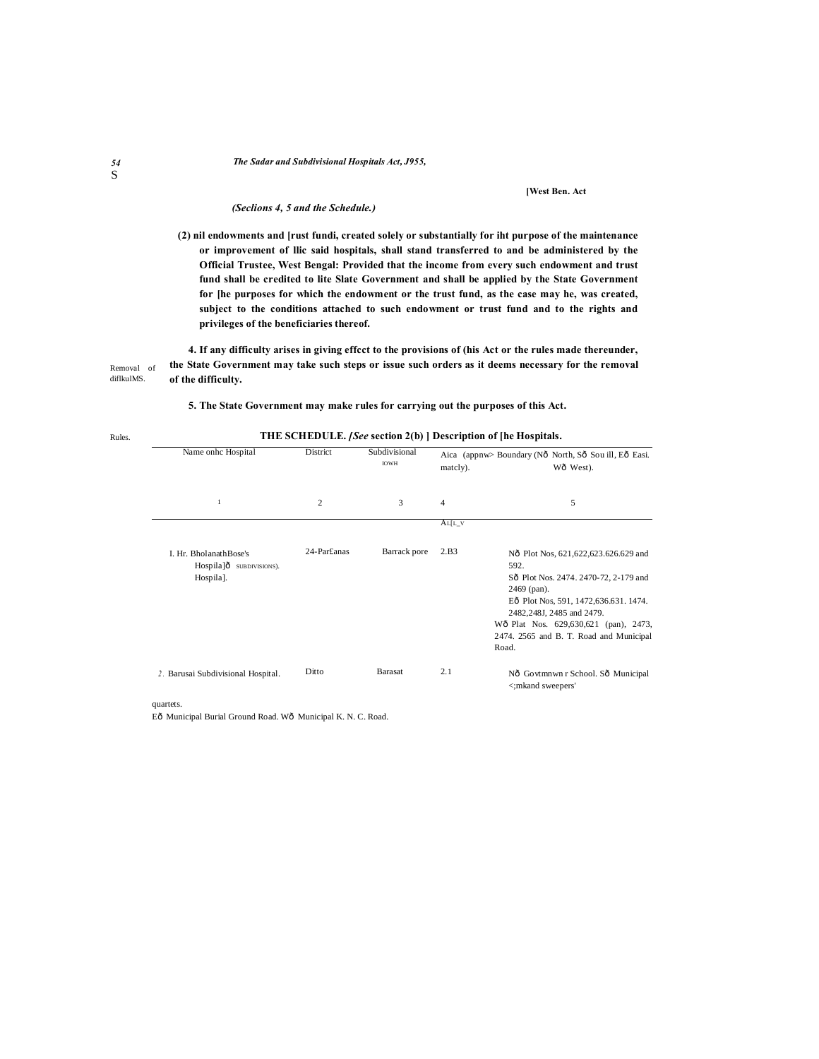*(Seclions 4, 5 and the Schedule.)*

**(2) nil endowments and [rust fundi, created solely or substantially for iht purpose of the maintenance or improvement of llic said hospitals, shall stand transferred to and be administered by the Official Trustee, West Bengal: Provided that the income from every such endowment and trust fund shall be credited to lite Slate Government and shall be applied by the State Government for [he purposes for which the endowment or the trust fund, as the case may he, was created, subject to the conditions attached to such endowment or trust fund and to the rights and privileges of the beneficiaries thereof.**

Removal of diflkulMS.

**4. If any difficulty arises in giving effcct to the provisions of (his Act or the rules made thereunder, the State Government may take such steps or issue such orders as it deems necessary for the removal of the difficulty.**

Rules.

**5. The State Government may make rules for carrying out the purposes of this Act.**

**THE SCHEDULE. *[See* section 2(b) ] Description of [he Hospitals.**

| Name onhc Hospital | District | Subdivisional IOWH | Aica (appnw> matcly). | Boundary (Nð North, Sð Sou ill, Eð Easi. Wð West). |
|---|---|---|---|---|
| 1 | 2 | 3 | 4 | 5 |
| | | | AL[L_V | |
| I. Hr. BholanathBose's Hospila]ð SUBDIVISIONS). Hospila]. | 24-Par£anas | Barrack pore | 2.B3 | Nð Plot Nos, 621,622,623.626.629 and 592. Sð Plot Nos. 2474. 2470-72, 2-179 and 2469 (pan). Eð Plot Nos, 591, 1472,636.631. 1474. 2482,248J, 2485 and 2479. Wð Plat Nos. 629,630,621 (pan), 2473, 2474. 2565 and B. T. Road and Municipal Road. |
| 2. Barusai Subdivisional Hospital. | Ditto | Barasat | 2.1 | Nð Govtmnwn r School. Sð Municipal <;mkand sweepers' quartets. Eð Municipal Burial Ground Road. Wð Municipal K. N. C. Road. |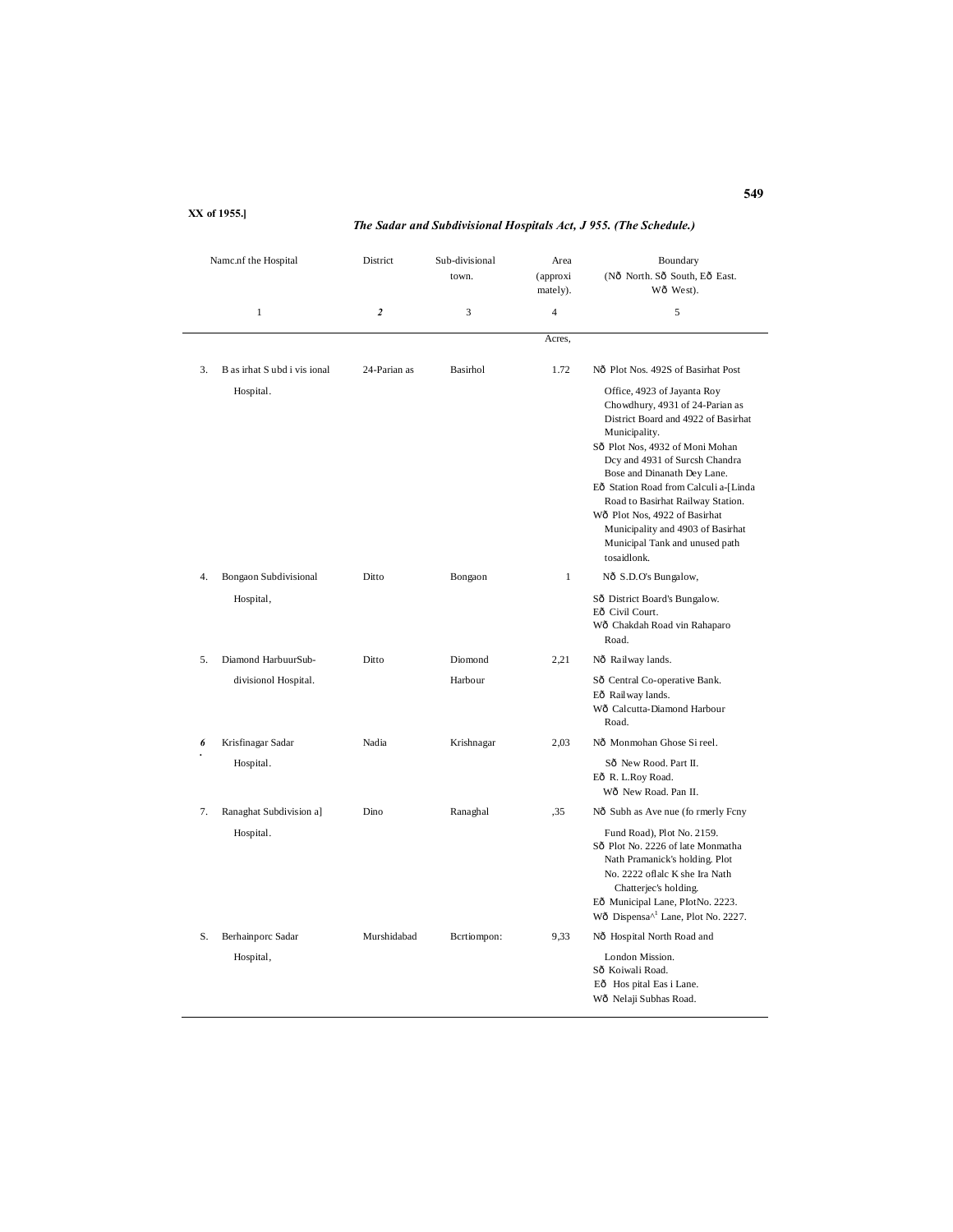*The Sadar and Subdivisional Hospitals Act, J 955. (The Schedule.)*

| | Namc.nf the Hospital | District | Sub-divisional town. | Area (approxi mately). | Boundary (Nð North. Sð South, Eð East. Wð West). |
|---|---|---|---|---|---|
| | 1 | *2* | 3 | 4 | 5 |
| | | | | Acres, | |
| 3. | B as irhat S ubd i vis ional Hospital. | 24-Parian as | Basirhol | 1.72 | Nð Plot Nos. 492S of Basirhat Post Office, 4923 of Jayanta Roy Chowdhury, 4931 of 24-Parian as District Board and 4922 of Basirhat Municipality. Sð Plot Nos, 4932 of Moni Mohan Dcy and 4931 of Surcsh Chandra Bose and Dinanath Dey Lane. Eð Station Road from Calculi a-[Linda Road to Basirhat Railway Station. Wð Plot Nos, 4922 of Basirhat Municipality and 4903 of Basirhat Municipal Tank and unused path tosaidlonk. |
| 4. | Bongaon Subdivisional Hospital, | Ditto | Bongaon | 1 | Nð S.D.O's Bungalow, Sð District Board's Bungalow. Eð Civil Court. Wð Chakdah Road vin Rahaparo Road. |
| 5. | Diamond HarbuurSub-divisionol Hospital. | Ditto | Diomond Harbour | 2,21 | Nð Railway lands. Sð Central Co-operative Bank. Eð Railway lands. Wð Calcutta-Diamond Harbour Road. |
| *6* . | Krisfinagar Sadar Hospital. | Nadia | Krishnagar | 2,03 | Nð Monmohan Ghose Si reel. Sð New Rood. Part II. Eð R. L.Roy Road. Wð New Road. Pan II. |
| 7. | Ranaghat Subdivision a] Hospital. | Dino | Ranaghal | ,35 | Nð Subh as Ave nue (fo rmerly Fcny Fund Road), Plot No. 2159. Sð Plot No. 2226 of late Monmatha Nath Pramanick's holding. Plot No. 2222 oflalc K she Ira Nath Chatterjec's holding. Eð Municipal Lane, PlotNo. 2223. Wð Dispensa^! Lane, Plot No. 2227. |
| S. | Berhainporc Sadar Hospital, | Murshidabad | Bcrtiompon: | 9,33 | Nð Hospital North Road and London Mission. Sð Koiwali Road. Eð Hos pital Eas i Lane. Wð Nelaji Subhas Road. |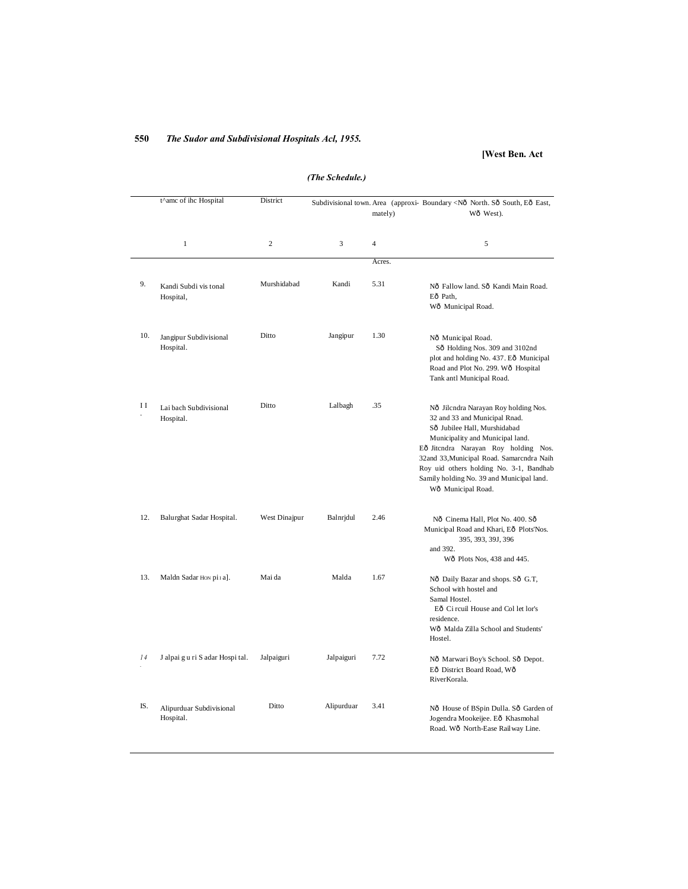*(The Schedule.)*

| | t^amc of ihc Hospital | District | Subdivisional town. | Area (approximately) | Boundary <Nð North. Sð South, Eð East, Wð West). |
|---|---|---|---|---|---|
| | 1 | 2 | 3 | 4 | 5 |
| | | | | Acres. | |
| 9. | Kandi Subdi vis tonal Hospital, | Murshidabad | Kandi | 5.31 | Nð Fallow land. Sð Kandi Main Road. Eð Path, Wð Municipal Road. |
| 10. | Jangipur Subdivisional Hospital. | Ditto | Jangipur | 1.30 | Nð Municipal Road. Sð Holding Nos. 309 and 3102nd plot and holding No. 437. Eð Municipal Road and Plot No. 299. Wð Hospital Tank antl Municipal Road. |
| I I. | Lai bach Subdivisional Hospital. | Ditto | Lalbagh | .35 | Nð Jilcndra Narayan Roy holding Nos. 32 and 33 and Municipal Rnad. Sð Jubilee Hall, Murshidabad Municipality and Municipal land. Eð Jitcndra Narayan Roy holding Nos. 32and 33,Municipal Road. Samarcndra Naih Roy uid others holding No. 3-1, Bandhab Samily holding No. 39 and Municipal land. Wð Municipal Road. |
| 12. | Balurghat Sadar Hospital. | West Dinajpur | Balnrjdul | 2.46 | Nð Cinema Hall, Plot No. 400. Sð Municipal Road and Khari, Eð Plots'Nos. 395, 393, 39J, 396 and 392. Wð Plots Nos, 438 and 445. |
| 13. | Maldn Sadar HON pi i a]. | Mai da | Malda | 1.67 | Nð Daily Bazar and shops. Sð G.T, School with hostel and Samal Hostel. Eð Ci rcuil House and Col let lor's residence. Wð Malda Zilla School and Students' Hostel. |
| 14. | J alpai g u ri S adar Hospi tal. | Jalpaiguri | Jalpaiguri | 7.72 | Nð Marwari Boy's School. Sð Depot. Eð District Board Road, Wð RiverKorala. |
| IS. | Alipurduar Subdivisional Hospital. | Ditto | Alipurduar | 3.41 | Nð House of BSpin Dulla. Sð Garden of Jogendra Mookeijee. Eð Khasmohal Road. Wð North-Ease Railway Line. |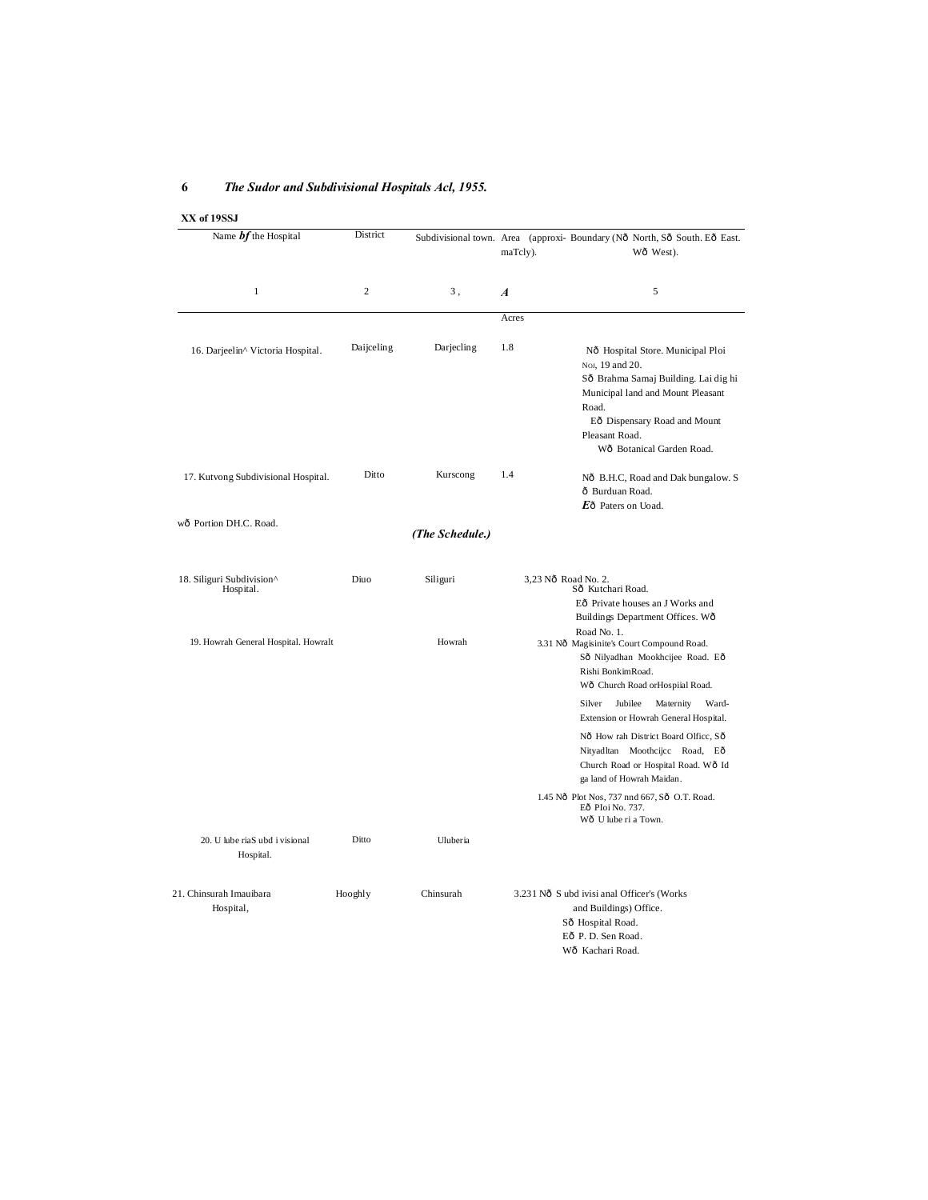XX of 19SSJ

*(The Schedule.)*

| Name *bf* the Hospital | District | Subdivisional town. | Area (approxi-maTcly). | Boundary (Nð North, Sð South. Eð East. Wð West). |
|---|---|---|---|---|
| 1 | 2 | 3 , | *A* | 5 |
| | | | Acres | |
| 16. Darjeelin^ Victoria Hospital. | Daijceling | Darjecling | 1.8 | Nð Hospital Store. Municipal Ploi Noi, 19 and 20. Sð Brahma Samaj Building. Lai dig hi Municipal land and Mount Pleasant Road. Eð Dispensary Road and Mount Pleasant Road. Wð Botanical Garden Road. |
| 17. Kutvong Subdivisional Hospital. | Ditto | Kurscong | 1.4 | Nð B.H.C, Road and Dak bungalow. S ð Burduan Road. *E*ð Paters on Uoad. wð Portion DH.C. Road. |
| 18. Siliguri Subdivision^ Hospital. | Diuo | Siliguri | 3,23 | Nð Road No. 2. Sð Kutchari Road. Eð Private houses an J Works and Buildings Department Offices. Wð Road No. 1. |
| 19. Howrah General Hospital. Howralt | | Howrah | 3.31 | Nð Magisinite's Court Compound Road. Sð Nilyadhan Mookhcijee Road. Eð Rishi BonkimRoad. Wð Church Road orHospiial Road. |
| | | | | Silver Jubilee Maternity Ward-Extension or Howrah General Hospital. Nð How rah District Board Olficc, Sð Nityadltan Moothcijcc Road, Eð Church Road or Hospital Road. Wð Id ga land of Howrah Maidan. |
| 20. U lube riaS ubd i visional Hospital. | Ditto | Uluberia | 1.45 | Nð Plot Nos, 737 nnd 667, Sð O.T. Road. Eð PIoi No. 737. Wð U lube ri a Town. |
| 21. Chinsurah Imauibara Hospital, | Hooghly | Chinsurah | 3.231 | Nð S ubd ivisi anal Officer's (Works and Buildings) Office. Sð Hospital Road. Eð P. D. Sen Road. Wð Kachari Road. |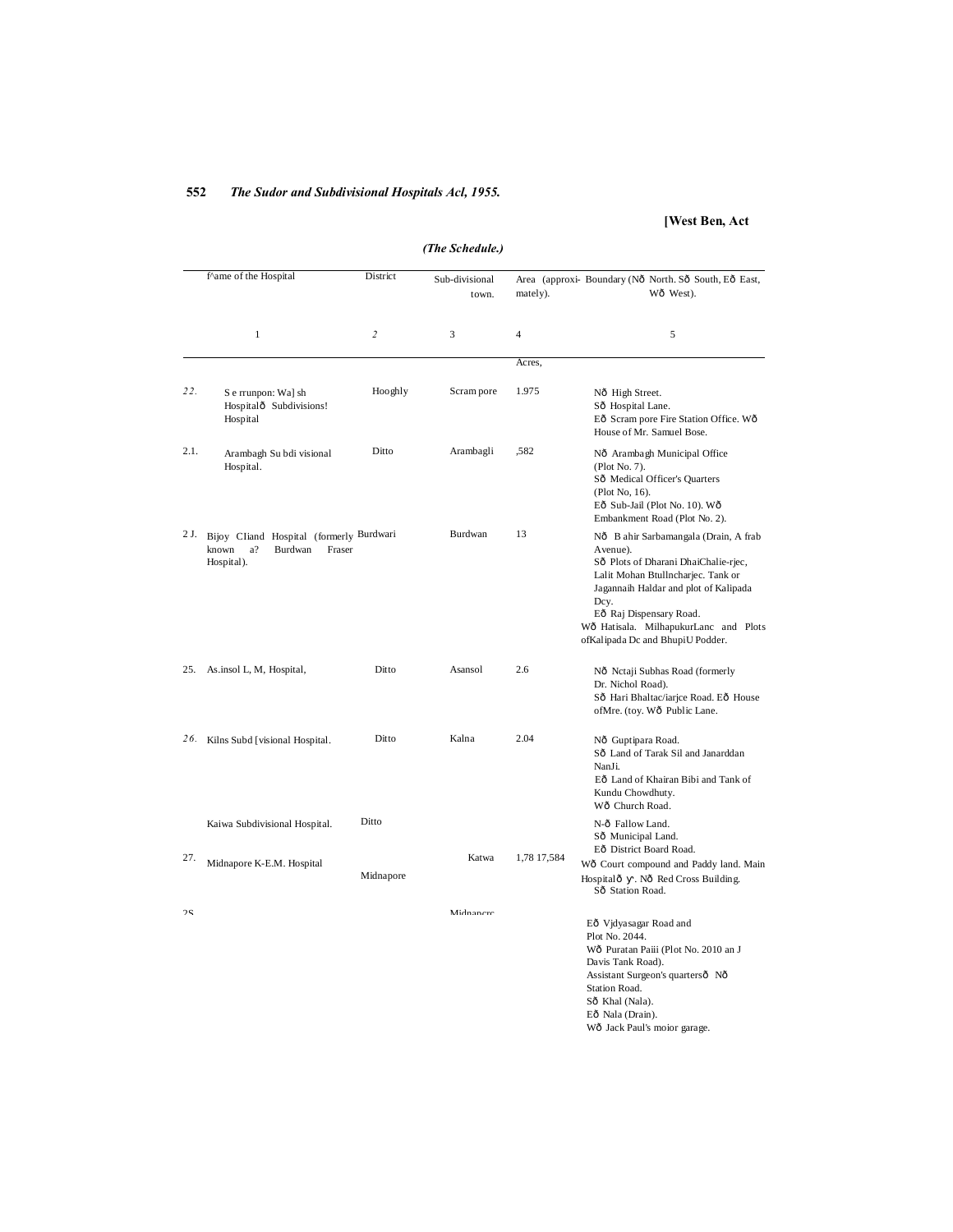*(The Schedule.)*

| | Name of the Hospital | District | Sub-divisional town. | Area (approximately). | Boundary (N— North. S— South, E— East, W— West). |
|---|---|---|---|---|---|
| | 1 | 2 | 3 | 4 | 5 |
| | | | | Acres, | |
| 22. | S e rrunpon: Wa] sh Hospitalð Subdivisions! Hospital | Hooghly | Scram pore | 1.975 | Nð High Street. Sð Hospital Lane. Eð Scram pore Fire Station Office. Wð House of Mr. Samuel Bose. |
| 2.1. | Arambagh Su bdi visional Hospital. | Ditto | Arambagli | ,582 | Nð Arambagh Municipal Office (Plot No. 7). Sð Medical Officer's Quarters (Plot No, 16). Eð Sub-Jail (Plot No. 10). Wð Embankment Road (Plot No. 2). |
| 2 J. | Bijoy CIiand Hospital (formerly known a? Burdwan Fraser Hospital). | Burdwari | Burdwan | 13 | Nð B ahir Sarbamangala (Drain, A frab Avenue). Sð Plots of Dharani DhaiChalie-rjec, Lalit Mohan Btullncharjec. Tank or Jagannaih Haldar and plot of Kalipada Dcy. Eð Raj Dispensary Road. Wð Hatisala. MilhapukurLanc and Plots ofKalipada Dc and BhupiU Podder. |
| 25. | As.insol L, M, Hospital, | Ditto | Asansol | 2.6 | Nð Nctaji Subhas Road (formerly Dr. Nichol Road). Sð Hari Bhaltac/iarjce Road. Eð House ofMre. (toy. Wð Public Lane. |
| 26. | Kilns Subd [visional Hospital. | Ditto | Kalna | 2.04 | Nð Guptipara Road. Sð Land of Tarak Sil and Janarddan NanJi. Eð Land of Khairan Bibi and Tank of Kundu Chowdhuty. Wð Church Road. |
| 27. | Kaiwa Subdivisional Hospital. | Ditto | Katwa | 1,78 | N-ð Fallow Land. Sð Municipal Land. Eð District Board Road. Wð Court compound and Paddy land. |
| 2S | Midnapore K-E.M. Hospital | Midnapore | Midnapcrc | 17,584 | Main Hospitalð Y. Nð Red Cross Building. Sð Station Road. Eð Vjdyasagar Road and Plot No. 2044. Wð Puratan Paiii (Plot No. 2010 an J Davis Tank Road). Assistant Surgeon's quartersð Nð Station Road. Sð Khal (Nala). Eð Nala (Drain). Wð Jack Paul's moior garage. |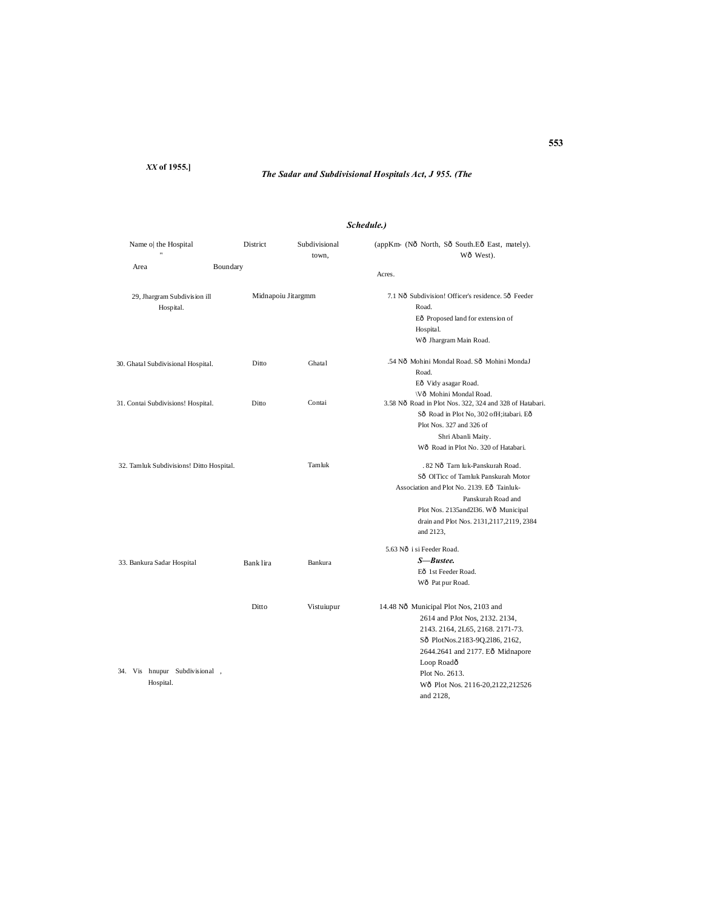*XX* **of 1955.]**

***The Sadar and Subdivisional Hospitals Act, J 955. (The Schedule.)***

| Name o\| the Hospital | District | Subdivisional town, | Area (appKm- mately). Acres. | Boundary (Nð North, Sð South. Eð East, Wð West). |
|---|---|---|---|---|
| 29, Jhargram Subdivision ill Hospital. | Midnapoiu | Jitargmm | 7.1 | Nð Subdivision! Officer's residence. 5ð Feeder Road. Eð Proposed land for extension of Hospital. Wð Jhargram Main Road. |
| 30. Ghatal Subdivisional Hospital. | Ditto | Ghatal | .54 | Nð Mohini Mondal Road. Sð Mohini MondaJ Road. Eð Vidy asagar Road. \Vð Mohini Mondal Road. |
| 31. Contai Subdivisions! Hospital. | Ditto | Contai | 3.58 | Nð Road in Plot Nos. 322, 324 and 328 of Hatabari. Sð Road in Plot No, 302 ofH;itabari. Eð Plot Nos. 327 and 326 of Shri Abanli Maity. Wð Road in Plot No. 320 of Hatabari. |
| 32. Tamluk Subdivisions! Hospital. | Ditto | Tamluk | . 82 | Nð Tarn luk-Panskurah Road. Sð OITicc of Tamluk Panskurah Motor Association and Plot No. 2139. Eð Tainluk-Panskurah Road and Plot Nos. 2135and2l36. Wð Municipal drain and Plot Nos. 2131,2117,2119, 2384 and 2123, |
| 33. Bankura Sadar Hospital | Bank lira | Bankura | 5.63 | Nð i si Feeder Road. ***S—Bustee.*** Eð 1st Feeder Road. Wð Pat pur Road. |
| 34. Vis hnupur Subdivisional , Hospital. | Ditto | Vistuiupur | 14.48 | Nð Municipal Plot Nos, 2103 and 2614 and PJot Nos, 2132. 2134, 2143. 2164, 2L65, 2168. 2171-73. Sð PlotNos.2183-9Q.2l86, 2162, 2644.2641 and 2177. Eð Midnapore Loop Roadð Plot No. 2613. Wð Plot Nos. 2116-20,2122,212526 and 2128, |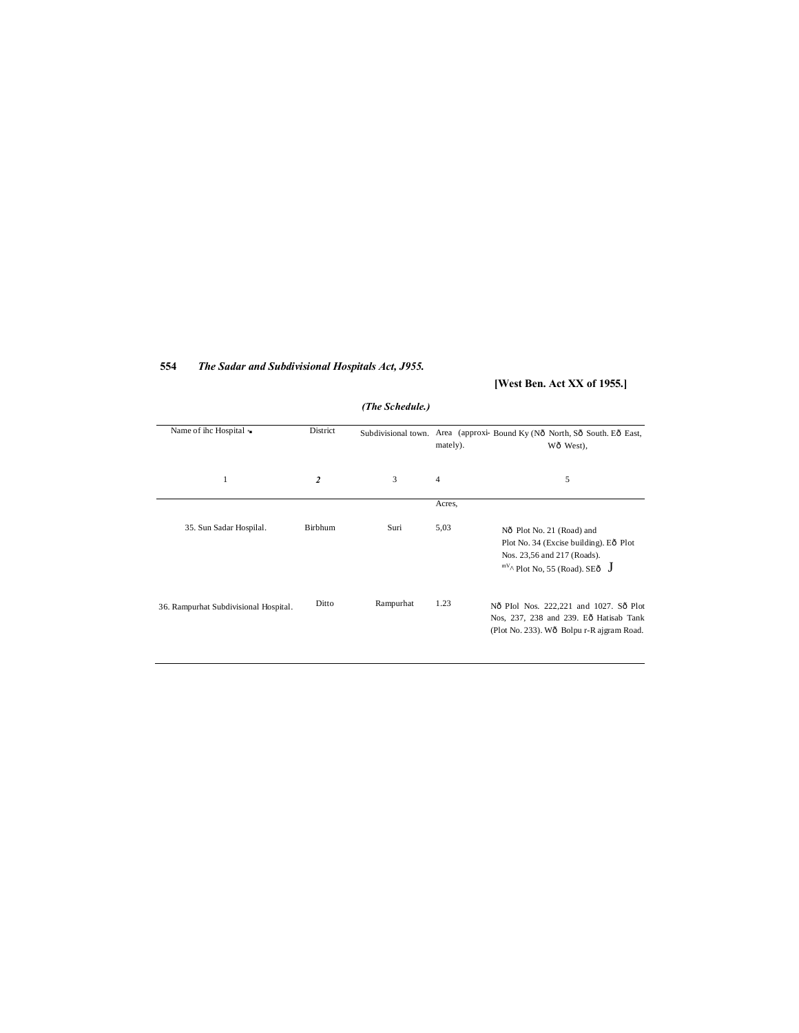[West Ben. Act XX of 1955.]

*(The Schedule.)*

| Name of ihc Hospital | District | Subdivisional town. | Area (approximately). | Bound Ky (Nð North, Sð South. Eð East, Wð West), |
|---|---|---|---|---|
| 1 | *2* | 3 | 4 | 5 |
| | | | Acres, | |
| 35. Sun Sadar Hospilal. | Birbhum | Suri | 5,03 | Nð Plot No. 21 (Road) and Plot No. 34 (Excise building). Eð Plot Nos. 23,56 and 217 (Roads). mV^ Plot No, 55 (Road). SEð J |
| 36. Rampurhat Subdivisional Hospital. | Ditto | Rampurhat | 1.23 | Nð PIol Nos. 222,221 and 1027. Sð Plot Nos, 237, 238 and 239. Eð Hatisab Tank (Plot No. 233). Wð Bolpu r-R ajgram Road. |